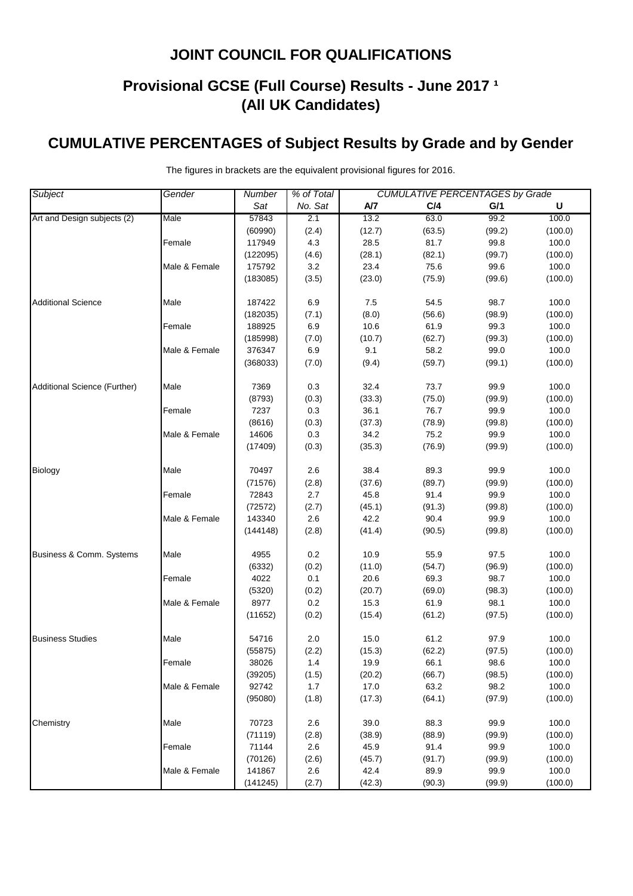# JOINT COUNCIL FOR QUALIFICATIONS

## Provisional GCSE (Full Course) Results - June 2017 [1] (All UK Candidates)

## CUMULATIVE PERCENTAGES of Subject Results by Grade and by Gender

The figures in brackets are the equivalent provisional figures for 2016.

| *Subject* | *Gender* | *Number* | *% of Total* | *CUMULATIVE PERCENTAGES by Grade* | | | |
|---|---|---|---|---|---|---|---|
| | | *Sat* | *No. Sat* | **A/7** | **C/4** | **G/1** | **U** |
| Art and Design subjects (2) | Male | 57843 | 2.1 | 13.2 | 63.0 | 99.2 | 100.0 |
| | | (60990) | (2.4) | (12.7) | (63.5) | (99.2) | (100.0) |
| | Female | 117949 | 4.3 | 28.5 | 81.7 | 99.8 | 100.0 |
| | | (122095) | (4.6) | (28.1) | (82.1) | (99.7) | (100.0) |
| | Male & Female | 175792 | 3.2 | 23.4 | 75.6 | 99.6 | 100.0 |
| | | (183085) | (3.5) | (23.0) | (75.9) | (99.6) | (100.0) |
| Additional Science | Male | 187422 | 6.9 | 7.5 | 54.5 | 98.7 | 100.0 |
| | | (182035) | (7.1) | (8.0) | (56.6) | (98.9) | (100.0) |
| | Female | 188925 | 6.9 | 10.6 | 61.9 | 99.3 | 100.0 |
| | | (185998) | (7.0) | (10.7) | (62.7) | (99.3) | (100.0) |
| | Male & Female | 376347 | 6.9 | 9.1 | 58.2 | 99.0 | 100.0 |
| | | (368033) | (7.0) | (9.4) | (59.7) | (99.1) | (100.0) |
| Additional Science (Further) | Male | 7369 | 0.3 | 32.4 | 73.7 | 99.9 | 100.0 |
| | | (8793) | (0.3) | (33.3) | (75.0) | (99.9) | (100.0) |
| | Female | 7237 | 0.3 | 36.1 | 76.7 | 99.9 | 100.0 |
| | | (8616) | (0.3) | (37.3) | (78.9) | (99.8) | (100.0) |
| | Male & Female | 14606 | 0.3 | 34.2 | 75.2 | 99.9 | 100.0 |
| | | (17409) | (0.3) | (35.3) | (76.9) | (99.9) | (100.0) |
| Biology | Male | 70497 | 2.6 | 38.4 | 89.3 | 99.9 | 100.0 |
| | | (71576) | (2.8) | (37.6) | (89.7) | (99.9) | (100.0) |
| | Female | 72843 | 2.7 | 45.8 | 91.4 | 99.9 | 100.0 |
| | | (72572) | (2.7) | (45.1) | (91.3) | (99.8) | (100.0) |
| | Male & Female | 143340 | 2.6 | 42.2 | 90.4 | 99.9 | 100.0 |
| | | (144148) | (2.8) | (41.4) | (90.5) | (99.8) | (100.0) |
| Business & Comm. Systems | Male | 4955 | 0.2 | 10.9 | 55.9 | 97.5 | 100.0 |
| | | (6332) | (0.2) | (11.0) | (54.7) | (96.9) | (100.0) |
| | Female | 4022 | 0.1 | 20.6 | 69.3 | 98.7 | 100.0 |
| | | (5320) | (0.2) | (20.7) | (69.0) | (98.3) | (100.0) |
| | Male & Female | 8977 | 0.2 | 15.3 | 61.9 | 98.1 | 100.0 |
| | | (11652) | (0.2) | (15.4) | (61.2) | (97.5) | (100.0) |
| Business Studies | Male | 54716 | 2.0 | 15.0 | 61.2 | 97.9 | 100.0 |
| | | (55875) | (2.2) | (15.3) | (62.2) | (97.5) | (100.0) |
| | Female | 38026 | 1.4 | 19.9 | 66.1 | 98.6 | 100.0 |
| | | (39205) | (1.5) | (20.2) | (66.7) | (98.5) | (100.0) |
| | Male & Female | 92742 | 1.7 | 17.0 | 63.2 | 98.2 | 100.0 |
| | | (95080) | (1.8) | (17.3) | (64.1) | (97.9) | (100.0) |
| Chemistry | Male | 70723 | 2.6 | 39.0 | 88.3 | 99.9 | 100.0 |
| | | (71119) | (2.8) | (38.9) | (88.9) | (99.9) | (100.0) |
| | Female | 71144 | 2.6 | 45.9 | 91.4 | 99.9 | 100.0 |
| | | (70126) | (2.6) | (45.7) | (91.7) | (99.9) | (100.0) |
| | Male & Female | 141867 | 2.6 | 42.4 | 89.9 | 99.9 | 100.0 |
| | | (141245) | (2.7) | (42.3) | (90.3) | (99.9) | (100.0) |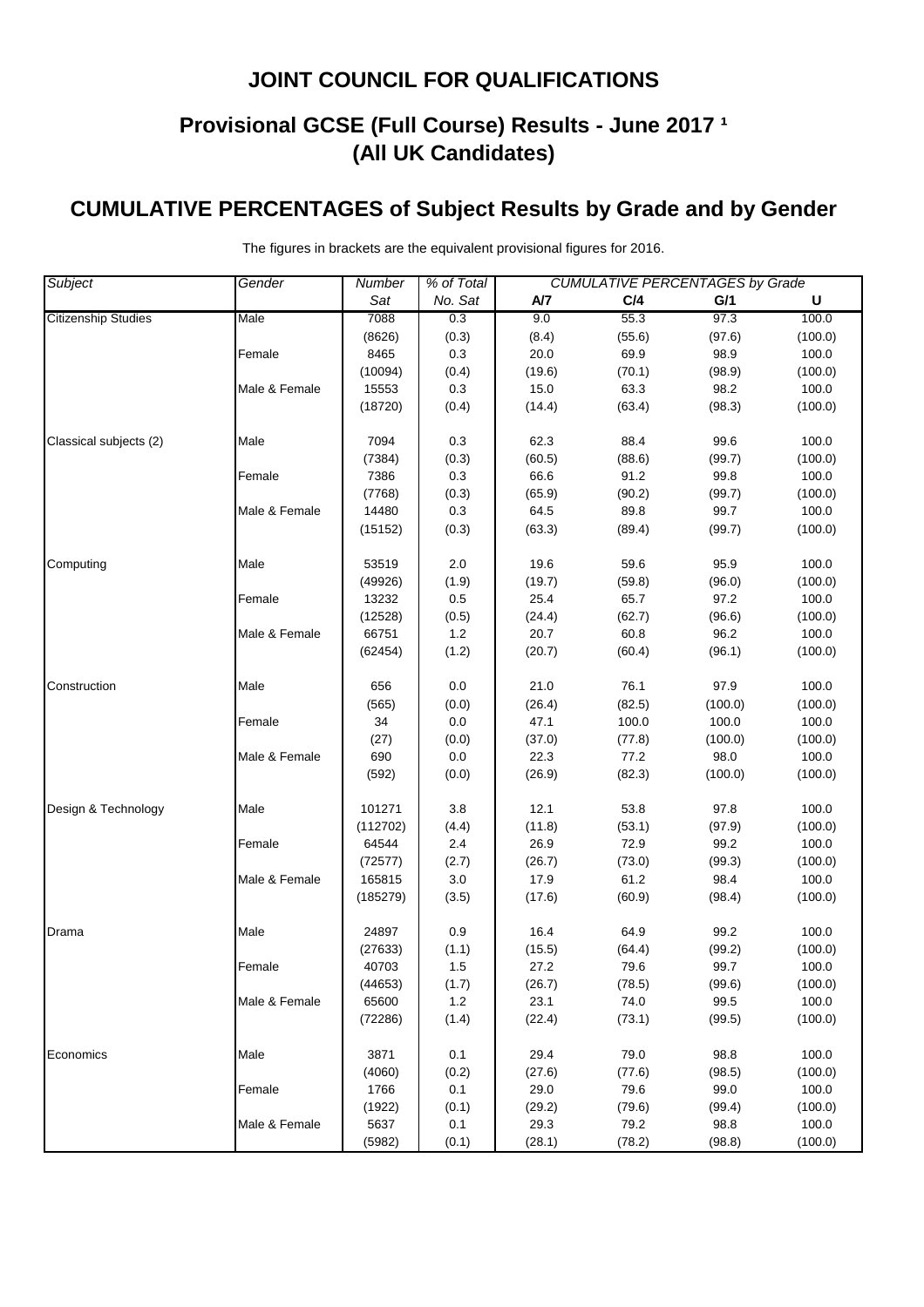# JOINT COUNCIL FOR QUALIFICATIONS

## Provisional GCSE (Full Course) Results - June 2017 [1] (All UK Candidates)

## CUMULATIVE PERCENTAGES of Subject Results by Grade and by Gender

The figures in brackets are the equivalent provisional figures for 2016.

| *Subject* | *Gender* | *Number Sat* | *% of Total No. Sat* | *CUMULATIVE PERCENTAGES by Grade* A/7 | C/4 | G/1 | U |
|---|---|---|---|---|---|---|---|
| Citizenship Studies | Male | 7088 | 0.3 | 9.0 | 55.3 | 97.3 | 100.0 |
| | | (8626) | (0.3) | (8.4) | (55.6) | (97.6) | (100.0) |
| | Female | 8465 | 0.3 | 20.0 | 69.9 | 98.9 | 100.0 |
| | | (10094) | (0.4) | (19.6) | (70.1) | (98.9) | (100.0) |
| | Male & Female | 15553 | 0.3 | 15.0 | 63.3 | 98.2 | 100.0 |
| | | (18720) | (0.4) | (14.4) | (63.4) | (98.3) | (100.0) |
| Classical subjects (2) | Male | 7094 | 0.3 | 62.3 | 88.4 | 99.6 | 100.0 |
| | | (7384) | (0.3) | (60.5) | (88.6) | (99.7) | (100.0) |
| | Female | 7386 | 0.3 | 66.6 | 91.2 | 99.8 | 100.0 |
| | | (7768) | (0.3) | (65.9) | (90.2) | (99.7) | (100.0) |
| | Male & Female | 14480 | 0.3 | 64.5 | 89.8 | 99.7 | 100.0 |
| | | (15152) | (0.3) | (63.3) | (89.4) | (99.7) | (100.0) |
| Computing | Male | 53519 | 2.0 | 19.6 | 59.6 | 95.9 | 100.0 |
| | | (49926) | (1.9) | (19.7) | (59.8) | (96.0) | (100.0) |
| | Female | 13232 | 0.5 | 25.4 | 65.7 | 97.2 | 100.0 |
| | | (12528) | (0.5) | (24.4) | (62.7) | (96.6) | (100.0) |
| | Male & Female | 66751 | 1.2 | 20.7 | 60.8 | 96.2 | 100.0 |
| | | (62454) | (1.2) | (20.7) | (60.4) | (96.1) | (100.0) |
| Construction | Male | 656 | 0.0 | 21.0 | 76.1 | 97.9 | 100.0 |
| | | (565) | (0.0) | (26.4) | (82.5) | (100.0) | (100.0) |
| | Female | 34 | 0.0 | 47.1 | 100.0 | 100.0 | 100.0 |
| | | (27) | (0.0) | (37.0) | (77.8) | (100.0) | (100.0) |
| | Male & Female | 690 | 0.0 | 22.3 | 77.2 | 98.0 | 100.0 |
| | | (592) | (0.0) | (26.9) | (82.3) | (100.0) | (100.0) |
| Design & Technology | Male | 101271 | 3.8 | 12.1 | 53.8 | 97.8 | 100.0 |
| | | (112702) | (4.4) | (11.8) | (53.1) | (97.9) | (100.0) |
| | Female | 64544 | 2.4 | 26.9 | 72.9 | 99.2 | 100.0 |
| | | (72577) | (2.7) | (26.7) | (73.0) | (99.3) | (100.0) |
| | Male & Female | 165815 | 3.0 | 17.9 | 61.2 | 98.4 | 100.0 |
| | | (185279) | (3.5) | (17.6) | (60.9) | (98.4) | (100.0) |
| Drama | Male | 24897 | 0.9 | 16.4 | 64.9 | 99.2 | 100.0 |
| | | (27633) | (1.1) | (15.5) | (64.4) | (99.2) | (100.0) |
| | Female | 40703 | 1.5 | 27.2 | 79.6 | 99.7 | 100.0 |
| | | (44653) | (1.7) | (26.7) | (78.5) | (99.6) | (100.0) |
| | Male & Female | 65600 | 1.2 | 23.1 | 74.0 | 99.5 | 100.0 |
| | | (72286) | (1.4) | (22.4) | (73.1) | (99.5) | (100.0) |
| Economics | Male | 3871 | 0.1 | 29.4 | 79.0 | 98.8 | 100.0 |
| | | (4060) | (0.2) | (27.6) | (77.6) | (98.5) | (100.0) |
| | Female | 1766 | 0.1 | 29.0 | 79.6 | 99.0 | 100.0 |
| | | (1922) | (0.1) | (29.2) | (79.6) | (99.4) | (100.0) |
| | Male & Female | 5637 | 0.1 | 29.3 | 79.2 | 98.8 | 100.0 |
| | | (5982) | (0.1) | (28.1) | (78.2) | (98.8) | (100.0) |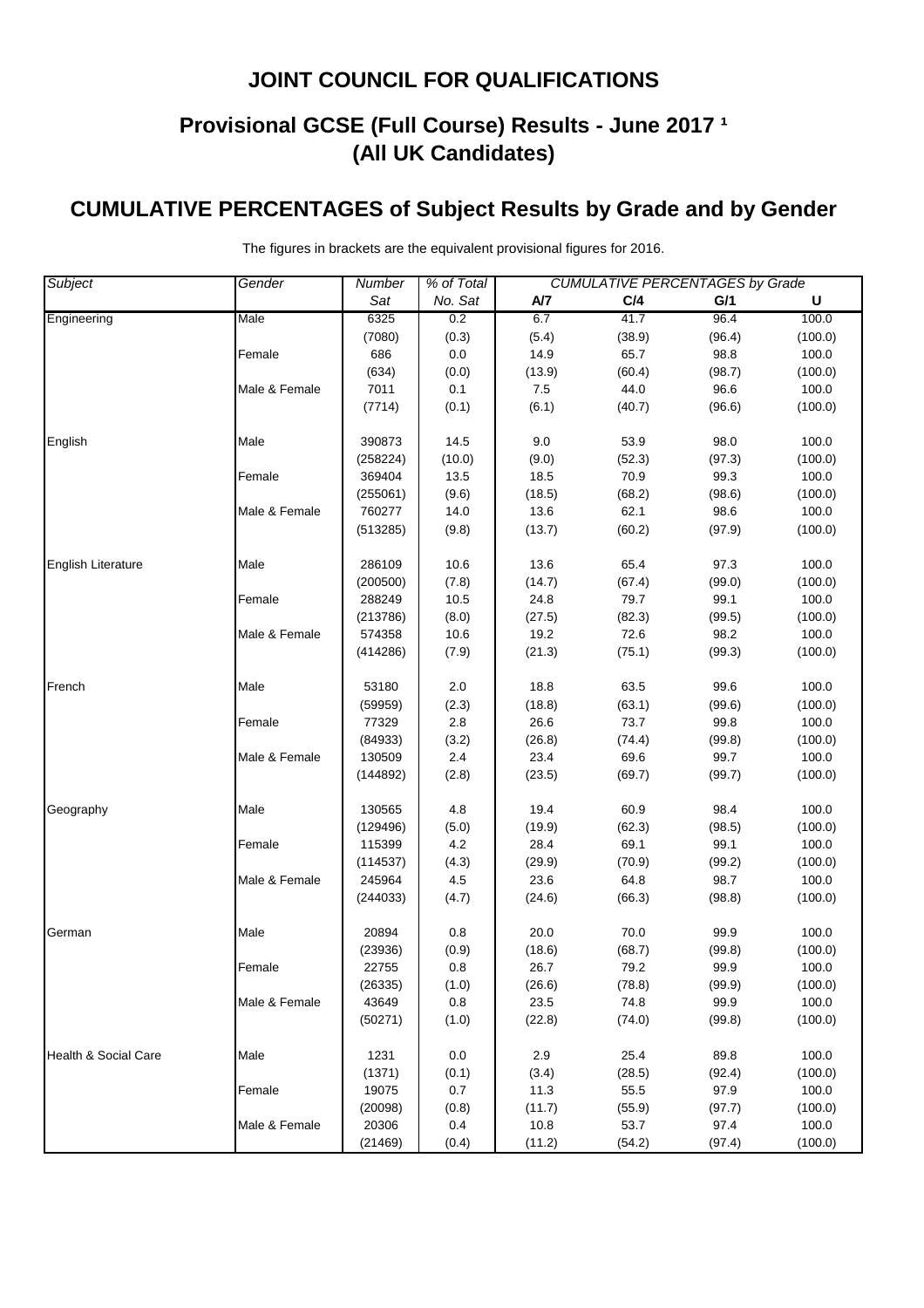# JOINT COUNCIL FOR QUALIFICATIONS

## Provisional GCSE (Full Course) Results - June 2017 [1] (All UK Candidates)

## CUMULATIVE PERCENTAGES of Subject Results by Grade and by Gender

The figures in brackets are the equivalent provisional figures for 2016.

| Subject | Gender | Number Sat | % of Total No. Sat | CUMULATIVE PERCENTAGES by Grade | | | |
|---|---|---|---|---|---|---|---|
| | | | | A/7 | C/4 | G/1 | U |
| Engineering | Male | 6325 | 0.2 | 6.7 | 41.7 | 96.4 | 100.0 |
| | | (7080) | (0.3) | (5.4) | (38.9) | (96.4) | (100.0) |
| | Female | 686 | 0.0 | 14.9 | 65.7 | 98.8 | 100.0 |
| | | (634) | (0.0) | (13.9) | (60.4) | (98.7) | (100.0) |
| | Male & Female | 7011 | 0.1 | 7.5 | 44.0 | 96.6 | 100.0 |
| | | (7714) | (0.1) | (6.1) | (40.7) | (96.6) | (100.0) |
| English | Male | 390873 | 14.5 | 9.0 | 53.9 | 98.0 | 100.0 |
| | | (258224) | (10.0) | (9.0) | (52.3) | (97.3) | (100.0) |
| | Female | 369404 | 13.5 | 18.5 | 70.9 | 99.3 | 100.0 |
| | | (255061) | (9.6) | (18.5) | (68.2) | (98.6) | (100.0) |
| | Male & Female | 760277 | 14.0 | 13.6 | 62.1 | 98.6 | 100.0 |
| | | (513285) | (9.8) | (13.7) | (60.2) | (97.9) | (100.0) |
| English Literature | Male | 286109 | 10.6 | 13.6 | 65.4 | 97.3 | 100.0 |
| | | (200500) | (7.8) | (14.7) | (67.4) | (99.0) | (100.0) |
| | Female | 288249 | 10.5 | 24.8 | 79.7 | 99.1 | 100.0 |
| | | (213786) | (8.0) | (27.5) | (82.3) | (99.5) | (100.0) |
| | Male & Female | 574358 | 10.6 | 19.2 | 72.6 | 98.2 | 100.0 |
| | | (414286) | (7.9) | (21.3) | (75.1) | (99.3) | (100.0) |
| French | Male | 53180 | 2.0 | 18.8 | 63.5 | 99.6 | 100.0 |
| | | (59959) | (2.3) | (18.8) | (63.1) | (99.6) | (100.0) |
| | Female | 77329 | 2.8 | 26.6 | 73.7 | 99.8 | 100.0 |
| | | (84933) | (3.2) | (26.8) | (74.4) | (99.8) | (100.0) |
| | Male & Female | 130509 | 2.4 | 23.4 | 69.6 | 99.7 | 100.0 |
| | | (144892) | (2.8) | (23.5) | (69.7) | (99.7) | (100.0) |
| Geography | Male | 130565 | 4.8 | 19.4 | 60.9 | 98.4 | 100.0 |
| | | (129496) | (5.0) | (19.9) | (62.3) | (98.5) | (100.0) |
| | Female | 115399 | 4.2 | 28.4 | 69.1 | 99.1 | 100.0 |
| | | (114537) | (4.3) | (29.9) | (70.9) | (99.2) | (100.0) |
| | Male & Female | 245964 | 4.5 | 23.6 | 64.8 | 98.7 | 100.0 |
| | | (244033) | (4.7) | (24.6) | (66.3) | (98.8) | (100.0) |
| German | Male | 20894 | 0.8 | 20.0 | 70.0 | 99.9 | 100.0 |
| | | (23936) | (0.9) | (18.6) | (68.7) | (99.8) | (100.0) |
| | Female | 22755 | 0.8 | 26.7 | 79.2 | 99.9 | 100.0 |
| | | (26335) | (1.0) | (26.6) | (78.8) | (99.9) | (100.0) |
| | Male & Female | 43649 | 0.8 | 23.5 | 74.8 | 99.9 | 100.0 |
| | | (50271) | (1.0) | (22.8) | (74.0) | (99.8) | (100.0) |
| Health & Social Care | Male | 1231 | 0.0 | 2.9 | 25.4 | 89.8 | 100.0 |
| | | (1371) | (0.1) | (3.4) | (28.5) | (92.4) | (100.0) |
| | Female | 19075 | 0.7 | 11.3 | 55.5 | 97.9 | 100.0 |
| | | (20098) | (0.8) | (11.7) | (55.9) | (97.7) | (100.0) |
| | Male & Female | 20306 | 0.4 | 10.8 | 53.7 | 97.4 | 100.0 |
| | | (21469) | (0.4) | (11.2) | (54.2) | (97.4) | (100.0) |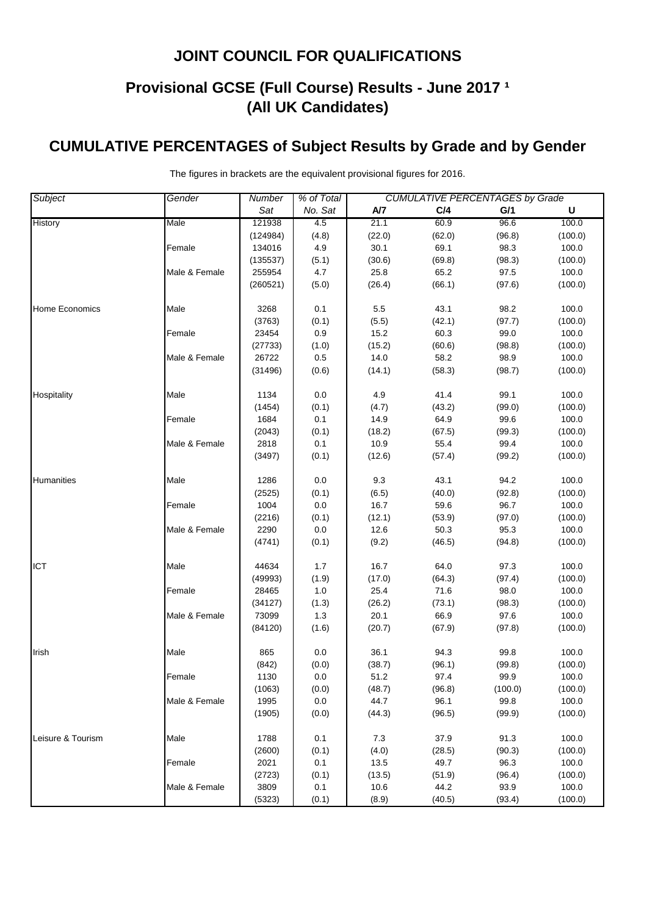# JOINT COUNCIL FOR QUALIFICATIONS

## Provisional GCSE (Full Course) Results - June 2017 [1]
## (All UK Candidates)

## CUMULATIVE PERCENTAGES of Subject Results by Grade and by Gender

The figures in brackets are the equivalent provisional figures for 2016.

| *Subject* | *Gender* | *Number Sat* | *% of Total No. Sat* | *CUMULATIVE PERCENTAGES by Grade* A/7 | C/4 | G/1 | U |
|---|---|---|---|---|---|---|---|
| History | Male | 121938 | 4.5 | 21.1 | 60.9 | 96.6 | 100.0 |
| | | (124984) | (4.8) | (22.0) | (62.0) | (96.8) | (100.0) |
| | Female | 134016 | 4.9 | 30.1 | 69.1 | 98.3 | 100.0 |
| | | (135537) | (5.1) | (30.6) | (69.8) | (98.3) | (100.0) |
| | Male & Female | 255954 | 4.7 | 25.8 | 65.2 | 97.5 | 100.0 |
| | | (260521) | (5.0) | (26.4) | (66.1) | (97.6) | (100.0) |
| Home Economics | Male | 3268 | 0.1 | 5.5 | 43.1 | 98.2 | 100.0 |
| | | (3763) | (0.1) | (5.5) | (42.1) | (97.7) | (100.0) |
| | Female | 23454 | 0.9 | 15.2 | 60.3 | 99.0 | 100.0 |
| | | (27733) | (1.0) | (15.2) | (60.6) | (98.8) | (100.0) |
| | Male & Female | 26722 | 0.5 | 14.0 | 58.2 | 98.9 | 100.0 |
| | | (31496) | (0.6) | (14.1) | (58.3) | (98.7) | (100.0) |
| Hospitality | Male | 1134 | 0.0 | 4.9 | 41.4 | 99.1 | 100.0 |
| | | (1454) | (0.1) | (4.7) | (43.2) | (99.0) | (100.0) |
| | Female | 1684 | 0.1 | 14.9 | 64.9 | 99.6 | 100.0 |
| | | (2043) | (0.1) | (18.2) | (67.5) | (99.3) | (100.0) |
| | Male & Female | 2818 | 0.1 | 10.9 | 55.4 | 99.4 | 100.0 |
| | | (3497) | (0.1) | (12.6) | (57.4) | (99.2) | (100.0) |
| Humanities | Male | 1286 | 0.0 | 9.3 | 43.1 | 94.2 | 100.0 |
| | | (2525) | (0.1) | (6.5) | (40.0) | (92.8) | (100.0) |
| | Female | 1004 | 0.0 | 16.7 | 59.6 | 96.7 | 100.0 |
| | | (2216) | (0.1) | (12.1) | (53.9) | (97.0) | (100.0) |
| | Male & Female | 2290 | 0.0 | 12.6 | 50.3 | 95.3 | 100.0 |
| | | (4741) | (0.1) | (9.2) | (46.5) | (94.8) | (100.0) |
| ICT | Male | 44634 | 1.7 | 16.7 | 64.0 | 97.3 | 100.0 |
| | | (49993) | (1.9) | (17.0) | (64.3) | (97.4) | (100.0) |
| | Female | 28465 | 1.0 | 25.4 | 71.6 | 98.0 | 100.0 |
| | | (34127) | (1.3) | (26.2) | (73.1) | (98.3) | (100.0) |
| | Male & Female | 73099 | 1.3 | 20.1 | 66.9 | 97.6 | 100.0 |
| | | (84120) | (1.6) | (20.7) | (67.9) | (97.8) | (100.0) |
| Irish | Male | 865 | 0.0 | 36.1 | 94.3 | 99.8 | 100.0 |
| | | (842) | (0.0) | (38.7) | (96.1) | (99.8) | (100.0) |
| | Female | 1130 | 0.0 | 51.2 | 97.4 | 99.9 | 100.0 |
| | | (1063) | (0.0) | (48.7) | (96.8) | (100.0) | (100.0) |
| | Male & Female | 1995 | 0.0 | 44.7 | 96.1 | 99.8 | 100.0 |
| | | (1905) | (0.0) | (44.3) | (96.5) | (99.9) | (100.0) |
| Leisure & Tourism | Male | 1788 | 0.1 | 7.3 | 37.9 | 91.3 | 100.0 |
| | | (2600) | (0.1) | (4.0) | (28.5) | (90.3) | (100.0) |
| | Female | 2021 | 0.1 | 13.5 | 49.7 | 96.3 | 100.0 |
| | | (2723) | (0.1) | (13.5) | (51.9) | (96.4) | (100.0) |
| | Male & Female | 3809 | 0.1 | 10.6 | 44.2 | 93.9 | 100.0 |
| | | (5323) | (0.1) | (8.9) | (40.5) | (93.4) | (100.0) |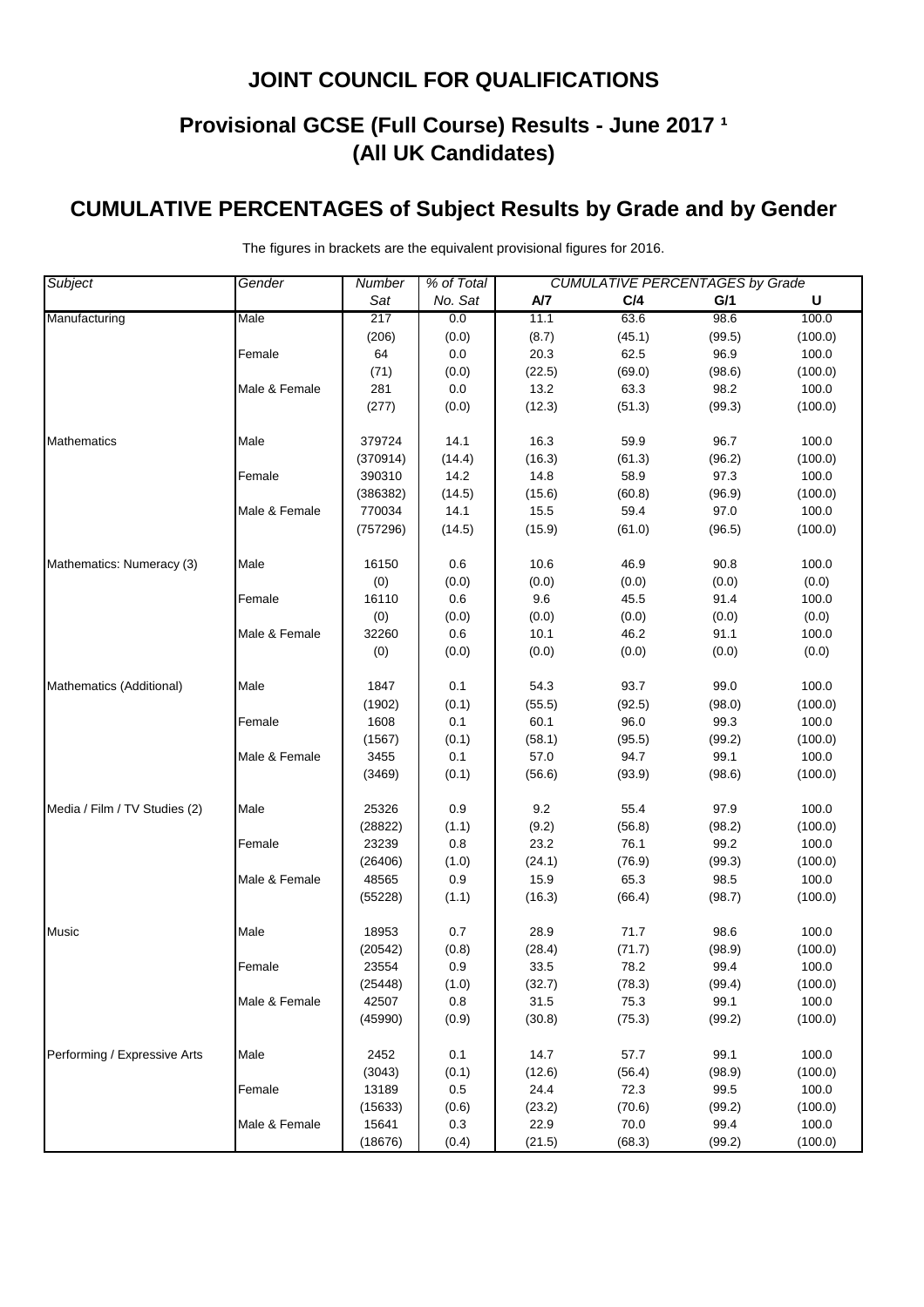## JOINT COUNCIL FOR QUALIFICATIONS

## Provisional GCSE (Full Course) Results - June 2017 [1] (All UK Candidates)

## CUMULATIVE PERCENTAGES of Subject Results by Grade and by Gender

The figures in brackets are the equivalent provisional figures for 2016.

| *Subject* | *Gender* | *Number Sat* | *% of Total No. Sat* | *CUMULATIVE PERCENTAGES by Grade* A/7 | C/4 | G/1 | U |
|---|---|---|---|---|---|---|---|
| Manufacturing | Male | 217 | 0.0 | 11.1 | 63.6 | 98.6 | 100.0 |
| | | (206) | (0.0) | (8.7) | (45.1) | (99.5) | (100.0) |
| | Female | 64 | 0.0 | 20.3 | 62.5 | 96.9 | 100.0 |
| | | (71) | (0.0) | (22.5) | (69.0) | (98.6) | (100.0) |
| | Male & Female | 281 | 0.0 | 13.2 | 63.3 | 98.2 | 100.0 |
| | | (277) | (0.0) | (12.3) | (51.3) | (99.3) | (100.0) |
| Mathematics | Male | 379724 | 14.1 | 16.3 | 59.9 | 96.7 | 100.0 |
| | | (370914) | (14.4) | (16.3) | (61.3) | (96.2) | (100.0) |
| | Female | 390310 | 14.2 | 14.8 | 58.9 | 97.3 | 100.0 |
| | | (386382) | (14.5) | (15.6) | (60.8) | (96.9) | (100.0) |
| | Male & Female | 770034 | 14.1 | 15.5 | 59.4 | 97.0 | 100.0 |
| | | (757296) | (14.5) | (15.9) | (61.0) | (96.5) | (100.0) |
| Mathematics: Numeracy (3) | Male | 16150 | 0.6 | 10.6 | 46.9 | 90.8 | 100.0 |
| | | (0) | (0.0) | (0.0) | (0.0) | (0.0) | (0.0) |
| | Female | 16110 | 0.6 | 9.6 | 45.5 | 91.4 | 100.0 |
| | | (0) | (0.0) | (0.0) | (0.0) | (0.0) | (0.0) |
| | Male & Female | 32260 | 0.6 | 10.1 | 46.2 | 91.1 | 100.0 |
| | | (0) | (0.0) | (0.0) | (0.0) | (0.0) | (0.0) |
| Mathematics (Additional) | Male | 1847 | 0.1 | 54.3 | 93.7 | 99.0 | 100.0 |
| | | (1902) | (0.1) | (55.5) | (92.5) | (98.0) | (100.0) |
| | Female | 1608 | 0.1 | 60.1 | 96.0 | 99.3 | 100.0 |
| | | (1567) | (0.1) | (58.1) | (95.5) | (99.2) | (100.0) |
| | Male & Female | 3455 | 0.1 | 57.0 | 94.7 | 99.1 | 100.0 |
| | | (3469) | (0.1) | (56.6) | (93.9) | (98.6) | (100.0) |
| Media / Film / TV Studies (2) | Male | 25326 | 0.9 | 9.2 | 55.4 | 97.9 | 100.0 |
| | | (28822) | (1.1) | (9.2) | (56.8) | (98.2) | (100.0) |
| | Female | 23239 | 0.8 | 23.2 | 76.1 | 99.2 | 100.0 |
| | | (26406) | (1.0) | (24.1) | (76.9) | (99.3) | (100.0) |
| | Male & Female | 48565 | 0.9 | 15.9 | 65.3 | 98.5 | 100.0 |
| | | (55228) | (1.1) | (16.3) | (66.4) | (98.7) | (100.0) |
| Music | Male | 18953 | 0.7 | 28.9 | 71.7 | 98.6 | 100.0 |
| | | (20542) | (0.8) | (28.4) | (71.7) | (98.9) | (100.0) |
| | Female | 23554 | 0.9 | 33.5 | 78.2 | 99.4 | 100.0 |
| | | (25448) | (1.0) | (32.7) | (78.3) | (99.4) | (100.0) |
| | Male & Female | 42507 | 0.8 | 31.5 | 75.3 | 99.1 | 100.0 |
| | | (45990) | (0.9) | (30.8) | (75.3) | (99.2) | (100.0) |
| Performing / Expressive Arts | Male | 2452 | 0.1 | 14.7 | 57.7 | 99.1 | 100.0 |
| | | (3043) | (0.1) | (12.6) | (56.4) | (98.9) | (100.0) |
| | Female | 13189 | 0.5 | 24.4 | 72.3 | 99.5 | 100.0 |
| | | (15633) | (0.6) | (23.2) | (70.6) | (99.2) | (100.0) |
| | Male & Female | 15641 | 0.3 | 22.9 | 70.0 | 99.4 | 100.0 |
| | | (18676) | (0.4) | (21.5) | (68.3) | (99.2) | (100.0) |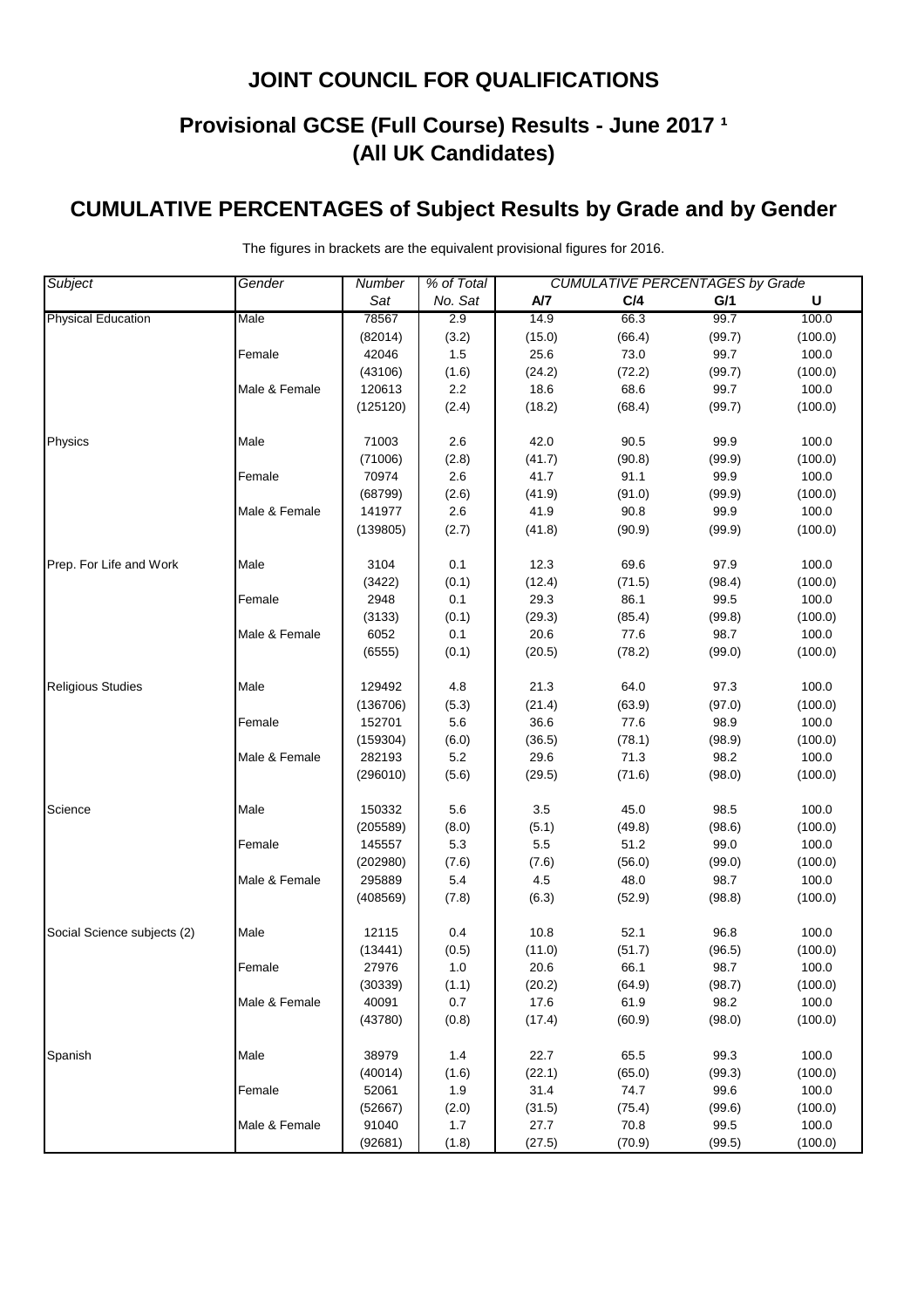# JOINT COUNCIL FOR QUALIFICATIONS

## Provisional GCSE (Full Course) Results - June 2017 [1] (All UK Candidates)

## CUMULATIVE PERCENTAGES of Subject Results by Grade and by Gender

The figures in brackets are the equivalent provisional figures for 2016.

| *Subject* | *Gender* | *Number Sat* | *% of Total No. Sat* | *CUMULATIVE PERCENTAGES by Grade* | | | |
|---|---|---|---|---|---|---|---|
| | | | | **A/7** | **C/4** | **G/1** | **U** |
| Physical Education | Male | 78567 | 2.9 | 14.9 | 66.3 | 99.7 | 100.0 |
| | | (82014) | (3.2) | (15.0) | (66.4) | (99.7) | (100.0) |
| | Female | 42046 | 1.5 | 25.6 | 73.0 | 99.7 | 100.0 |
| | | (43106) | (1.6) | (24.2) | (72.2) | (99.7) | (100.0) |
| | Male & Female | 120613 | 2.2 | 18.6 | 68.6 | 99.7 | 100.0 |
| | | (125120) | (2.4) | (18.2) | (68.4) | (99.7) | (100.0) |
| Physics | Male | 71003 | 2.6 | 42.0 | 90.5 | 99.9 | 100.0 |
| | | (71006) | (2.8) | (41.7) | (90.8) | (99.9) | (100.0) |
| | Female | 70974 | 2.6 | 41.7 | 91.1 | 99.9 | 100.0 |
| | | (68799) | (2.6) | (41.9) | (91.0) | (99.9) | (100.0) |
| | Male & Female | 141977 | 2.6 | 41.9 | 90.8 | 99.9 | 100.0 |
| | | (139805) | (2.7) | (41.8) | (90.9) | (99.9) | (100.0) |
| Prep. For Life and Work | Male | 3104 | 0.1 | 12.3 | 69.6 | 97.9 | 100.0 |
| | | (3422) | (0.1) | (12.4) | (71.5) | (98.4) | (100.0) |
| | Female | 2948 | 0.1 | 29.3 | 86.1 | 99.5 | 100.0 |
| | | (3133) | (0.1) | (29.3) | (85.4) | (99.8) | (100.0) |
| | Male & Female | 6052 | 0.1 | 20.6 | 77.6 | 98.7 | 100.0 |
| | | (6555) | (0.1) | (20.5) | (78.2) | (99.0) | (100.0) |
| Religious Studies | Male | 129492 | 4.8 | 21.3 | 64.0 | 97.3 | 100.0 |
| | | (136706) | (5.3) | (21.4) | (63.9) | (97.0) | (100.0) |
| | Female | 152701 | 5.6 | 36.6 | 77.6 | 98.9 | 100.0 |
| | | (159304) | (6.0) | (36.5) | (78.1) | (98.9) | (100.0) |
| | Male & Female | 282193 | 5.2 | 29.6 | 71.3 | 98.2 | 100.0 |
| | | (296010) | (5.6) | (29.5) | (71.6) | (98.0) | (100.0) |
| Science | Male | 150332 | 5.6 | 3.5 | 45.0 | 98.5 | 100.0 |
| | | (205589) | (8.0) | (5.1) | (49.8) | (98.6) | (100.0) |
| | Female | 145557 | 5.3 | 5.5 | 51.2 | 99.0 | 100.0 |
| | | (202980) | (7.6) | (7.6) | (56.0) | (99.0) | (100.0) |
| | Male & Female | 295889 | 5.4 | 4.5 | 48.0 | 98.7 | 100.0 |
| | | (408569) | (7.8) | (6.3) | (52.9) | (98.8) | (100.0) |
| Social Science subjects (2) | Male | 12115 | 0.4 | 10.8 | 52.1 | 96.8 | 100.0 |
| | | (13441) | (0.5) | (11.0) | (51.7) | (96.5) | (100.0) |
| | Female | 27976 | 1.0 | 20.6 | 66.1 | 98.7 | 100.0 |
| | | (30339) | (1.1) | (20.2) | (64.9) | (98.7) | (100.0) |
| | Male & Female | 40091 | 0.7 | 17.6 | 61.9 | 98.2 | 100.0 |
| | | (43780) | (0.8) | (17.4) | (60.9) | (98.0) | (100.0) |
| Spanish | Male | 38979 | 1.4 | 22.7 | 65.5 | 99.3 | 100.0 |
| | | (40014) | (1.6) | (22.1) | (65.0) | (99.3) | (100.0) |
| | Female | 52061 | 1.9 | 31.4 | 74.7 | 99.6 | 100.0 |
| | | (52667) | (2.0) | (31.5) | (75.4) | (99.6) | (100.0) |
| | Male & Female | 91040 | 1.7 | 27.7 | 70.8 | 99.5 | 100.0 |
| | | (92681) | (1.8) | (27.5) | (70.9) | (99.5) | (100.0) |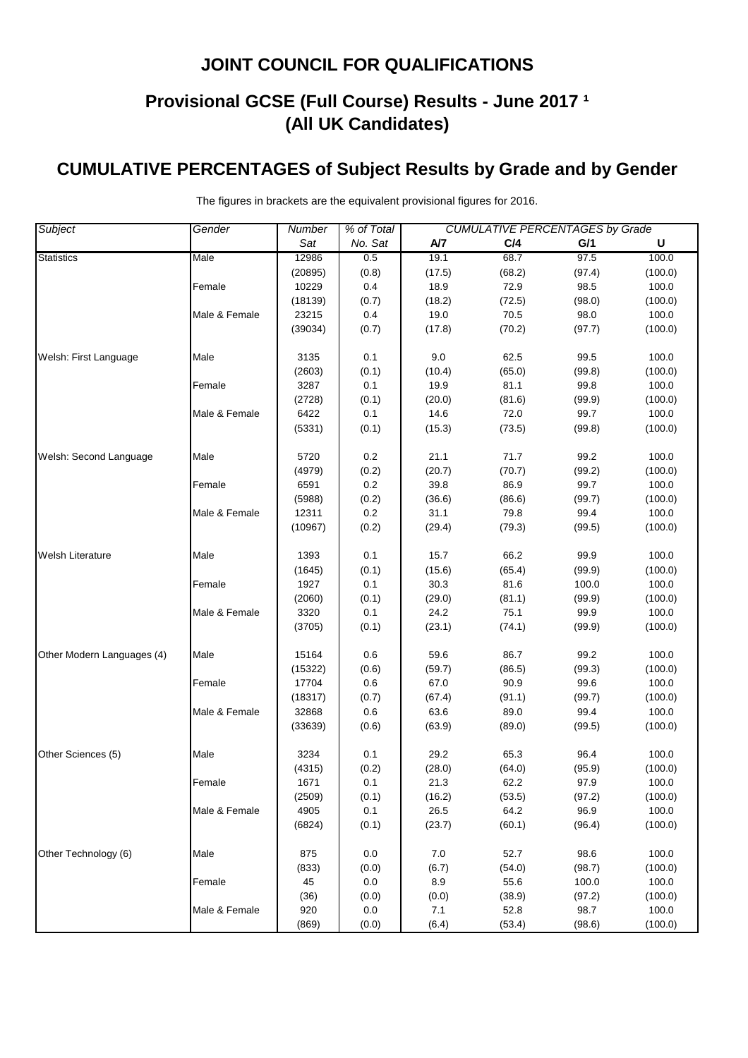# JOINT COUNCIL FOR QUALIFICATIONS

## Provisional GCSE (Full Course) Results - June 2017 [1]
## (All UK Candidates)

## CUMULATIVE PERCENTAGES of Subject Results by Grade and by Gender

The figures in brackets are the equivalent provisional figures for 2016.

| *Subject* | *Gender* | *Number Sat* | *% of Total No. Sat* | *CUMULATIVE PERCENTAGES by Grade* | | | |
|---|---|---|---|---|---|---|---|
| | | | | **A/7** | **C/4** | **G/1** | **U** |
| Statistics | Male | 12986 | 0.5 | 19.1 | 68.7 | 97.5 | 100.0 |
| | | (20895) | (0.8) | (17.5) | (68.2) | (97.4) | (100.0) |
| | Female | 10229 | 0.4 | 18.9 | 72.9 | 98.5 | 100.0 |
| | | (18139) | (0.7) | (18.2) | (72.5) | (98.0) | (100.0) |
| | Male & Female | 23215 | 0.4 | 19.0 | 70.5 | 98.0 | 100.0 |
| | | (39034) | (0.7) | (17.8) | (70.2) | (97.7) | (100.0) |
| Welsh: First Language | Male | 3135 | 0.1 | 9.0 | 62.5 | 99.5 | 100.0 |
| | | (2603) | (0.1) | (10.4) | (65.0) | (99.8) | (100.0) |
| | Female | 3287 | 0.1 | 19.9 | 81.1 | 99.8 | 100.0 |
| | | (2728) | (0.1) | (20.0) | (81.6) | (99.9) | (100.0) |
| | Male & Female | 6422 | 0.1 | 14.6 | 72.0 | 99.7 | 100.0 |
| | | (5331) | (0.1) | (15.3) | (73.5) | (99.8) | (100.0) |
| Welsh: Second Language | Male | 5720 | 0.2 | 21.1 | 71.7 | 99.2 | 100.0 |
| | | (4979) | (0.2) | (20.7) | (70.7) | (99.2) | (100.0) |
| | Female | 6591 | 0.2 | 39.8 | 86.9 | 99.7 | 100.0 |
| | | (5988) | (0.2) | (36.6) | (86.6) | (99.7) | (100.0) |
| | Male & Female | 12311 | 0.2 | 31.1 | 79.8 | 99.4 | 100.0 |
| | | (10967) | (0.2) | (29.4) | (79.3) | (99.5) | (100.0) |
| Welsh Literature | Male | 1393 | 0.1 | 15.7 | 66.2 | 99.9 | 100.0 |
| | | (1645) | (0.1) | (15.6) | (65.4) | (99.9) | (100.0) |
| | Female | 1927 | 0.1 | 30.3 | 81.6 | 100.0 | 100.0 |
| | | (2060) | (0.1) | (29.0) | (81.1) | (99.9) | (100.0) |
| | Male & Female | 3320 | 0.1 | 24.2 | 75.1 | 99.9 | 100.0 |
| | | (3705) | (0.1) | (23.1) | (74.1) | (99.9) | (100.0) |
| Other Modern Languages (4) | Male | 15164 | 0.6 | 59.6 | 86.7 | 99.2 | 100.0 |
| | | (15322) | (0.6) | (59.7) | (86.5) | (99.3) | (100.0) |
| | Female | 17704 | 0.6 | 67.0 | 90.9 | 99.6 | 100.0 |
| | | (18317) | (0.7) | (67.4) | (91.1) | (99.7) | (100.0) |
| | Male & Female | 32868 | 0.6 | 63.6 | 89.0 | 99.4 | 100.0 |
| | | (33639) | (0.6) | (63.9) | (89.0) | (99.5) | (100.0) |
| Other Sciences (5) | Male | 3234 | 0.1 | 29.2 | 65.3 | 96.4 | 100.0 |
| | | (4315) | (0.2) | (28.0) | (64.0) | (95.9) | (100.0) |
| | Female | 1671 | 0.1 | 21.3 | 62.2 | 97.9 | 100.0 |
| | | (2509) | (0.1) | (16.2) | (53.5) | (97.2) | (100.0) |
| | Male & Female | 4905 | 0.1 | 26.5 | 64.2 | 96.9 | 100.0 |
| | | (6824) | (0.1) | (23.7) | (60.1) | (96.4) | (100.0) |
| Other Technology (6) | Male | 875 | 0.0 | 7.0 | 52.7 | 98.6 | 100.0 |
| | | (833) | (0.0) | (6.7) | (54.0) | (98.7) | (100.0) |
| | Female | 45 | 0.0 | 8.9 | 55.6 | 100.0 | 100.0 |
| | | (36) | (0.0) | (0.0) | (38.9) | (97.2) | (100.0) |
| | Male & Female | 920 | 0.0 | 7.1 | 52.8 | 98.7 | 100.0 |
| | | (869) | (0.0) | (6.4) | (53.4) | (98.6) | (100.0) |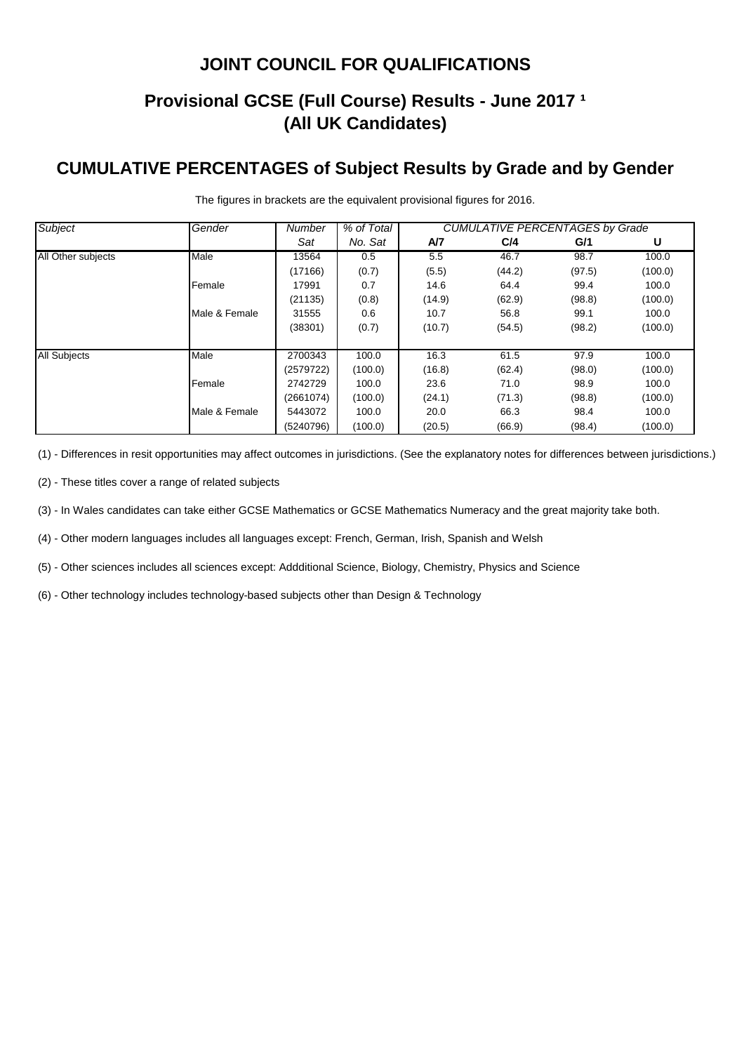# JOINT COUNCIL FOR QUALIFICATIONS

## Provisional GCSE (Full Course) Results - June 2017 [1] (All UK Candidates)

## CUMULATIVE PERCENTAGES of Subject Results by Grade and by Gender

The figures in brackets are the equivalent provisional figures for 2016.

| *Subject* | *Gender* | *Number Sat* | *% of Total No. Sat* | *CUMULATIVE PERCENTAGES by Grade* | | | |
|---|---|---|---|---|---|---|---|
| | | | | **A/7** | **C/4** | **G/1** | **U** |
| All Other subjects | Male | 13564 | 0.5 | 5.5 | 46.7 | 98.7 | 100.0 |
| | | (17166) | (0.7) | (5.5) | (44.2) | (97.5) | (100.0) |
| | Female | 17991 | 0.7 | 14.6 | 64.4 | 99.4 | 100.0 |
| | | (21135) | (0.8) | (14.9) | (62.9) | (98.8) | (100.0) |
| | Male & Female | 31555 | 0.6 | 10.7 | 56.8 | 99.1 | 100.0 |
| | | (38301) | (0.7) | (10.7) | (54.5) | (98.2) | (100.0) |
| All Subjects | Male | 2700343 | 100.0 | 16.3 | 61.5 | 97.9 | 100.0 |
| | | (2579722) | (100.0) | (16.8) | (62.4) | (98.0) | (100.0) |
| | Female | 2742729 | 100.0 | 23.6 | 71.0 | 98.9 | 100.0 |
| | | (2661074) | (100.0) | (24.1) | (71.3) | (98.8) | (100.0) |
| | Male & Female | 5443072 | 100.0 | 20.0 | 66.3 | 98.4 | 100.0 |
| | | (5240796) | (100.0) | (20.5) | (66.9) | (98.4) | (100.0) |

(1) - Differences in resit opportunities may affect outcomes in jurisdictions. (See the explanatory notes for differences between jurisdictions.)

(2) - These titles cover a range of related subjects

(3) - In Wales candidates can take either GCSE Mathematics or GCSE Mathematics Numeracy and the great majority take both.

(4) - Other modern languages includes all languages except: French, German, Irish, Spanish and Welsh

(5) - Other sciences includes all sciences except: Addditional Science, Biology, Chemistry, Physics and Science

(6) - Other technology includes technology-based subjects other than Design & Technology